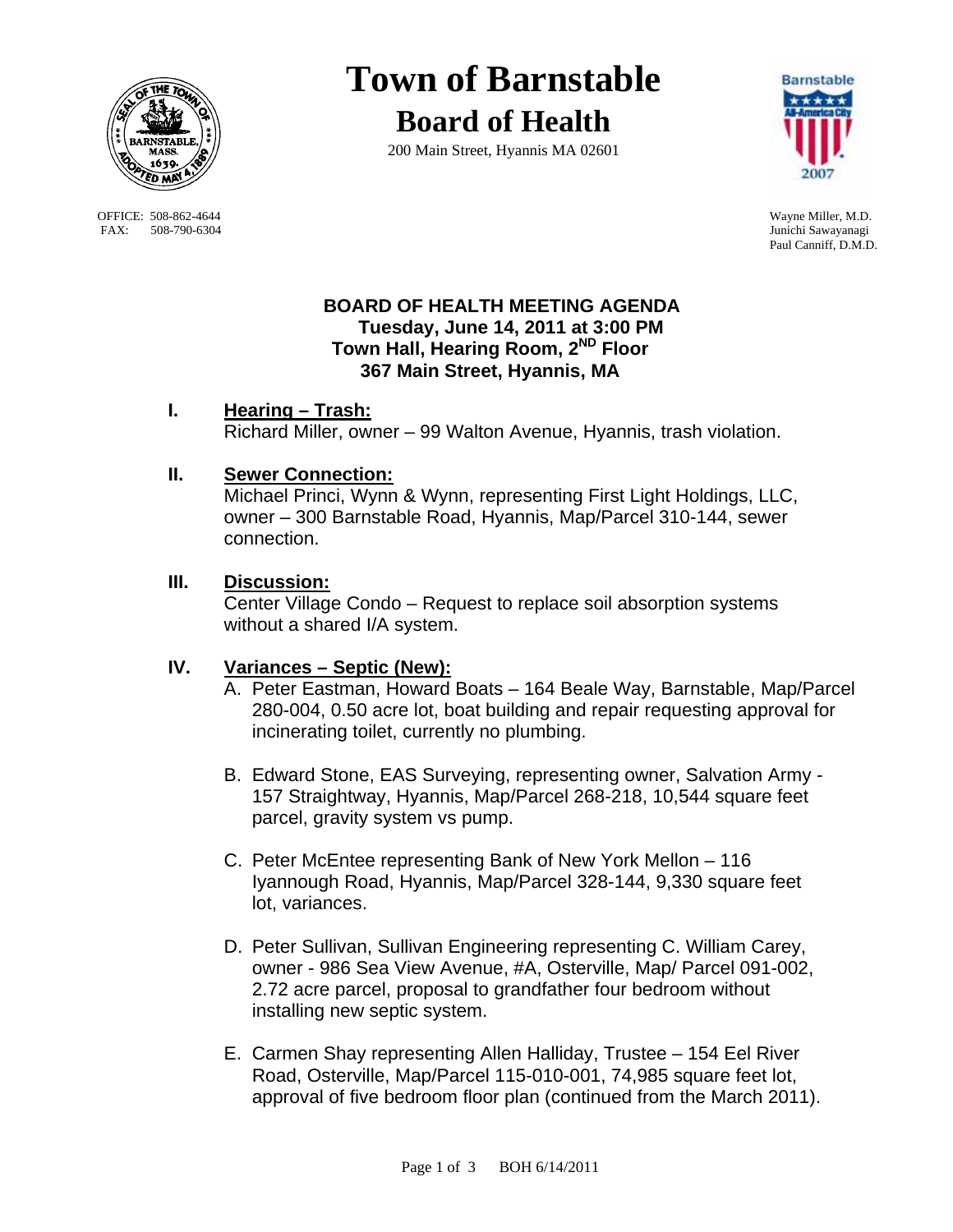# Town of Barnstable

## Board of Health

200 Main Street, Hyannis MA 02601

OFFICE: 508-862-4644
FAX: 508-790-6304

Wayne Miller, M.D.
Junichi Sawayanagi
Paul Canniff, D.M.D.

**BOARD OF HEALTH MEETING AGENDA**
**Tuesday, June 14, 2011 at 3:00 PM**
**Town Hall, Hearing Room, 2ND Floor**
**367 Main Street, Hyannis, MA**

**I. Hearing – Trash:**
Richard Miller, owner – 99 Walton Avenue, Hyannis, trash violation.

**II. Sewer Connection:**
Michael Princi, Wynn & Wynn, representing First Light Holdings, LLC, owner – 300 Barnstable Road, Hyannis, Map/Parcel 310-144, sewer connection.

**III. Discussion:**
Center Village Condo – Request to replace soil absorption systems without a shared I/A system.

**IV. Variances – Septic (New):**

A. Peter Eastman, Howard Boats – 164 Beale Way, Barnstable, Map/Parcel 280-004, 0.50 acre lot, boat building and repair requesting approval for incinerating toilet, currently no plumbing.

B. Edward Stone, EAS Surveying, representing owner, Salvation Army - 157 Straightway, Hyannis, Map/Parcel 268-218, 10,544 square feet parcel, gravity system vs pump.

C. Peter McEntee representing Bank of New York Mellon – 116 Iyannough Road, Hyannis, Map/Parcel 328-144, 9,330 square feet lot, variances.

D. Peter Sullivan, Sullivan Engineering representing C. William Carey, owner - 986 Sea View Avenue, #A, Osterville, Map/ Parcel 091-002, 2.72 acre parcel, proposal to grandfather four bedroom without installing new septic system.

E. Carmen Shay representing Allen Halliday, Trustee – 154 Eel River Road, Osterville, Map/Parcel 115-010-001, 74,985 square feet lot, approval of five bedroom floor plan (continued from the March 2011).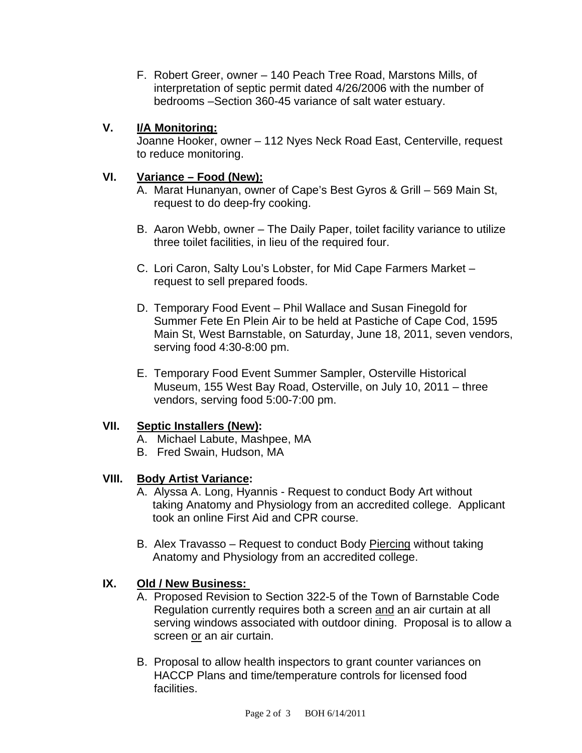F. Robert Greer, owner – 140 Peach Tree Road, Marstons Mills, of interpretation of septic permit dated 4/26/2006 with the number of bedrooms –Section 360-45 variance of salt water estuary.

## V. <u>I/A Monitoring:</u>

Joanne Hooker, owner – 112 Nyes Neck Road East, Centerville, request to reduce monitoring.

## VI. <u>Variance – Food (New):</u>

A. Marat Hunanyan, owner of Cape's Best Gyros & Grill – 569 Main St, request to do deep-fry cooking.

B. Aaron Webb, owner – The Daily Paper, toilet facility variance to utilize three toilet facilities, in lieu of the required four.

C. Lori Caron, Salty Lou's Lobster, for Mid Cape Farmers Market – request to sell prepared foods.

D. Temporary Food Event – Phil Wallace and Susan Finegold for Summer Fete En Plein Air to be held at Pastiche of Cape Cod, 1595 Main St, West Barnstable, on Saturday, June 18, 2011, seven vendors, serving food 4:30-8:00 pm.

E. Temporary Food Event Summer Sampler, Osterville Historical Museum, 155 West Bay Road, Osterville, on July 10, 2011 – three vendors, serving food 5:00-7:00 pm.

## VII. <u>Septic Installers (New)</u>:

A. Michael Labute, Mashpee, MA
B. Fred Swain, Hudson, MA

## VIII. <u>Body Artist Variance</u>:

A. Alyssa A. Long, Hyannis - Request to conduct Body Art without taking Anatomy and Physiology from an accredited college. Applicant took an online First Aid and CPR course.

B. Alex Travasso – Request to conduct Body <u>Piercing</u> without taking Anatomy and Physiology from an accredited college.

## IX. <u>Old / New Business:</u>

A. Proposed Revision to Section 322-5 of the Town of Barnstable Code Regulation currently requires both a screen <u>and</u> an air curtain at all serving windows associated with outdoor dining. Proposal is to allow a screen <u>or</u> an air curtain.

B. Proposal to allow health inspectors to grant counter variances on HACCP Plans and time/temperature controls for licensed food facilities.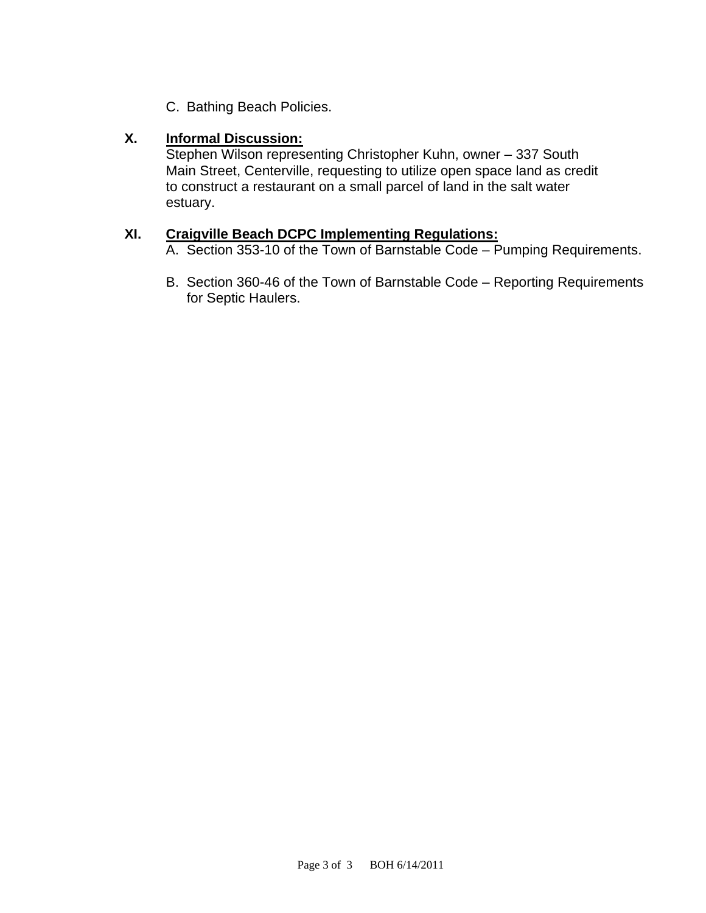C. Bathing Beach Policies.

**X. Informal Discussion:**

Stephen Wilson representing Christopher Kuhn, owner – 337 South Main Street, Centerville, requesting to utilize open space land as credit to construct a restaurant on a small parcel of land in the salt water estuary.

**XI. Craigville Beach DCPC Implementing Regulations:**

A. Section 353-10 of the Town of Barnstable Code – Pumping Requirements.

B. Section 360-46 of the Town of Barnstable Code – Reporting Requirements for Septic Haulers.